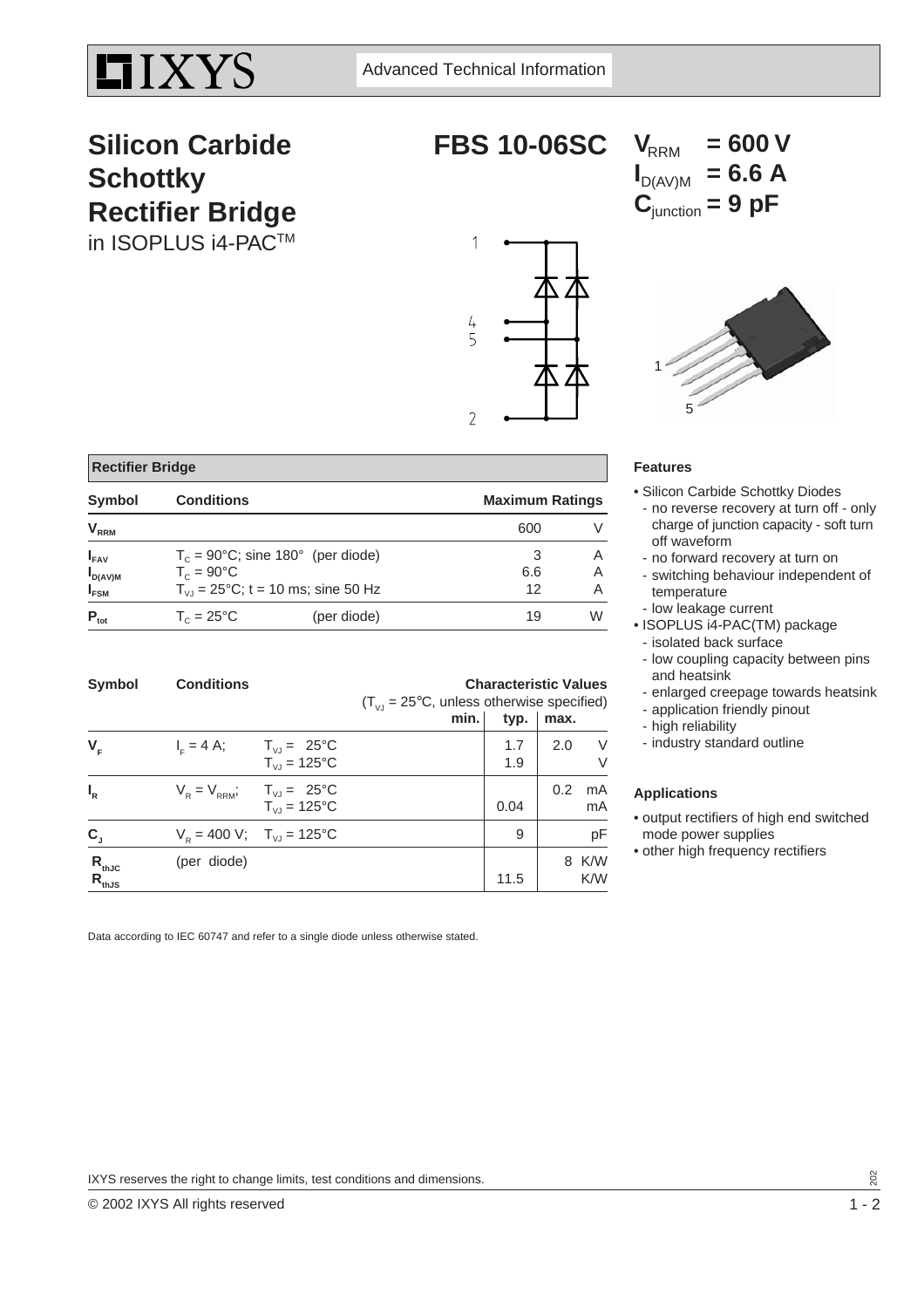IXYS

Advanced Technical Information

# Silicon Carbide Schottky Rectifier Bridge

in ISOPLUS i4-PAC™

# FBS 10-06SC

$V_{RRM}$ = 600 V
$I_{D(AV)M}$ = 6.6 A
$C_{junction}$ = 9 pF

1
4
5
2

1
5

## Rectifier Bridge

| Symbol | Conditions | Maximum Ratings | |
|---|---|---|---|
| $V_{RRM}$ | | 600 | V |
| $I_{FAV}$ | $T_C$ = 90°C; sine 180° (per diode) | 3 | A |
| $I_{D(AV)M}$ | $T_C$ = 90°C | 6.6 | A |
| $I_{FSM}$ | $T_{VJ}$ = 25°C; t = 10 ms; sine 50 Hz | 12 | A |
| $P_{tot}$ | $T_C$ = 25°C (per diode) | 19 | W |

| Symbol | Conditions | | Characteristic Values ($T_{VJ}$ = 25°C, unless otherwise specified) min. | typ. | max. | |
|---|---|---|---|---|---|---|
| $V_F$ | $I_F$ = 4 A; | $T_{VJ}$ = 25°C | | 1.7 | 2.0 | V |
| | | $T_{VJ}$ = 125°C | | 1.9 | | V |
| $I_R$ | $V_R$ = $V_{RRM}$; | $T_{VJ}$ = 25°C | | | 0.2 | mA |
| | | $T_{VJ}$ = 125°C | | 0.04 | | mA |
| $C_J$ | $V_R$ = 400 V; | $T_{VJ}$ = 125°C | | 9 | | pF |
| $R_{thJC}$ | (per diode) | | | | 8 | K/W |
| $R_{thJS}$ | | | | 11.5 | | K/W |

Data according to IEC 60747 and refer to a single diode unless otherwise stated.

### Features

- Silicon Carbide Schottky Diodes
  - no reverse recovery at turn off - only charge of junction capacity - soft turn off waveform
  - no forward recovery at turn on
  - switching behaviour independent of temperature
  - low leakage current
- ISOPLUS i4-PAC(TM) package
  - isolated back surface
  - low coupling capacity between pins and heatsink
  - enlarged creepage towards heatsink
  - application friendly pinout
  - high reliability
  - industry standard outline

### Applications

- output rectifiers of high end switched mode power supplies
- other high frequency rectifiers

IXYS reserves the right to change limits, test conditions and dimensions.

© 2002 IXYS All rights reserved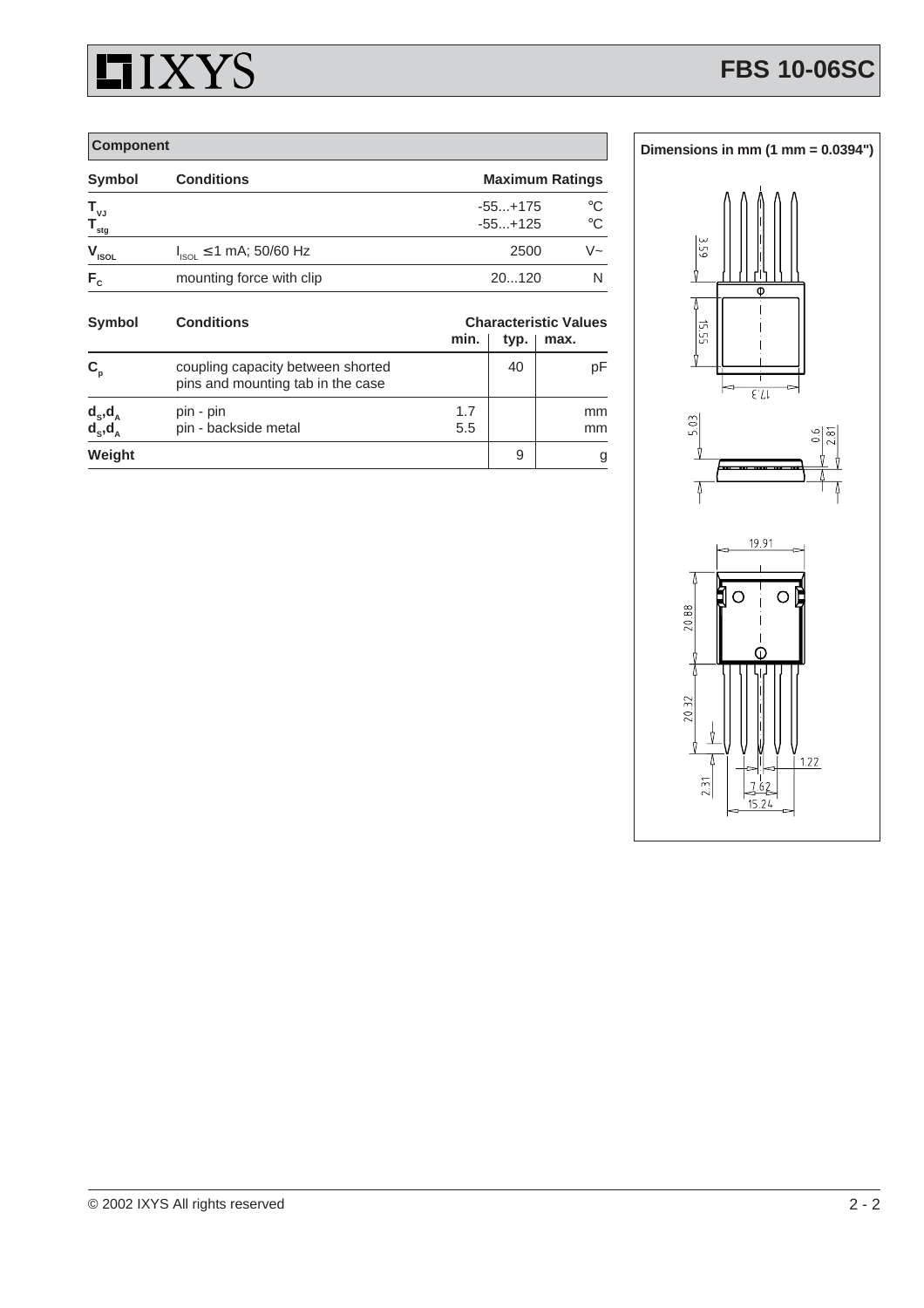## Component

| Symbol | Conditions | Maximum Ratings | |
|---|---|---|---|
| $T_{VJ}$<br>$T_{stg}$ | | -55...+175<br>-55...+125 | °C<br>°C |
| $V_{ISOL}$ | $I_{ISOL} \leq 1$ mA; 50/60 Hz | 2500 | V~ |
| $F_C$ | mounting force with clip | 20...120 | N |

| Symbol | Conditions | Characteristic Values min. | typ. | max. |
|---|---|---|---|---|
| $C_p$ | coupling capacity between shorted pins and mounting tab in the case | | 40 | pF |
| $d_S, d_A$<br>$d_S, d_A$ | pin - pin<br>pin - backside metal | 1.7<br>5.5 | | mm<br>mm |
| **Weight** | | | 9 | g |

**Dimensions in mm (1 mm = 0.0394")**

3.59
15.55
17.3
5.03
0.6
2.81
19.91
20.88
20.32
2.31
1.22
7.62
15.24